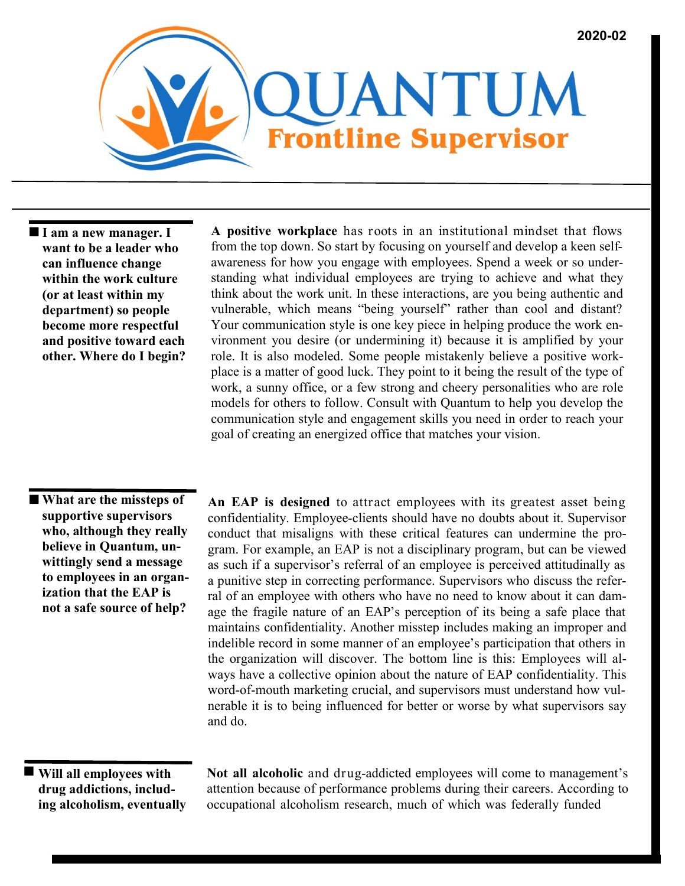2020-02

# QUANTUM
## Frontline Supervisor

**■ I am a new manager. I want to be a leader who can influence change within the work culture (or at least within my department) so people become more respectful and positive toward each other. Where do I begin?**

**A positive workplace** has roots in an institutional mindset that flows from the top down. So start by focusing on yourself and develop a keen self-awareness for how you engage with employees. Spend a week or so understanding what individual employees are trying to achieve and what they think about the work unit. In these interactions, are you being authentic and vulnerable, which means "being yourself" rather than cool and distant? Your communication style is one key piece in helping produce the work environment you desire (or undermining it) because it is amplified by your role. It is also modeled. Some people mistakenly believe a positive workplace is a matter of good luck. They point to it being the result of the type of work, a sunny office, or a few strong and cheery personalities who are role models for others to follow. Consult with Quantum to help you develop the communication style and engagement skills you need in order to reach your goal of creating an energized office that matches your vision.

**■ What are the missteps of supportive supervisors who, although they really believe in Quantum, unwittingly send a message to employees in an organization that the EAP is not a safe source of help?**

**An EAP is designed** to attract employees with its greatest asset being confidentiality. Employee-clients should have no doubts about it. Supervisor conduct that misaligns with these critical features can undermine the program. For example, an EAP is not a disciplinary program, but can be viewed as such if a supervisor's referral of an employee is perceived attitudinally as a punitive step in correcting performance. Supervisors who discuss the referral of an employee with others who have no need to know about it can damage the fragile nature of an EAP's perception of its being a safe place that maintains confidentiality. Another misstep includes making an improper and indelible record in some manner of an employee's participation that others in the organization will discover. The bottom line is this: Employees will always have a collective opinion about the nature of EAP confidentiality. This word-of-mouth marketing crucial, and supervisors must understand how vulnerable it is to being influenced for better or worse by what supervisors say and do.

**■ Will all employees with drug addictions, including alcoholism, eventually**

**Not all alcoholic** and drug-addicted employees will come to management's attention because of performance problems during their careers. According to occupational alcoholism research, much of which was federally funded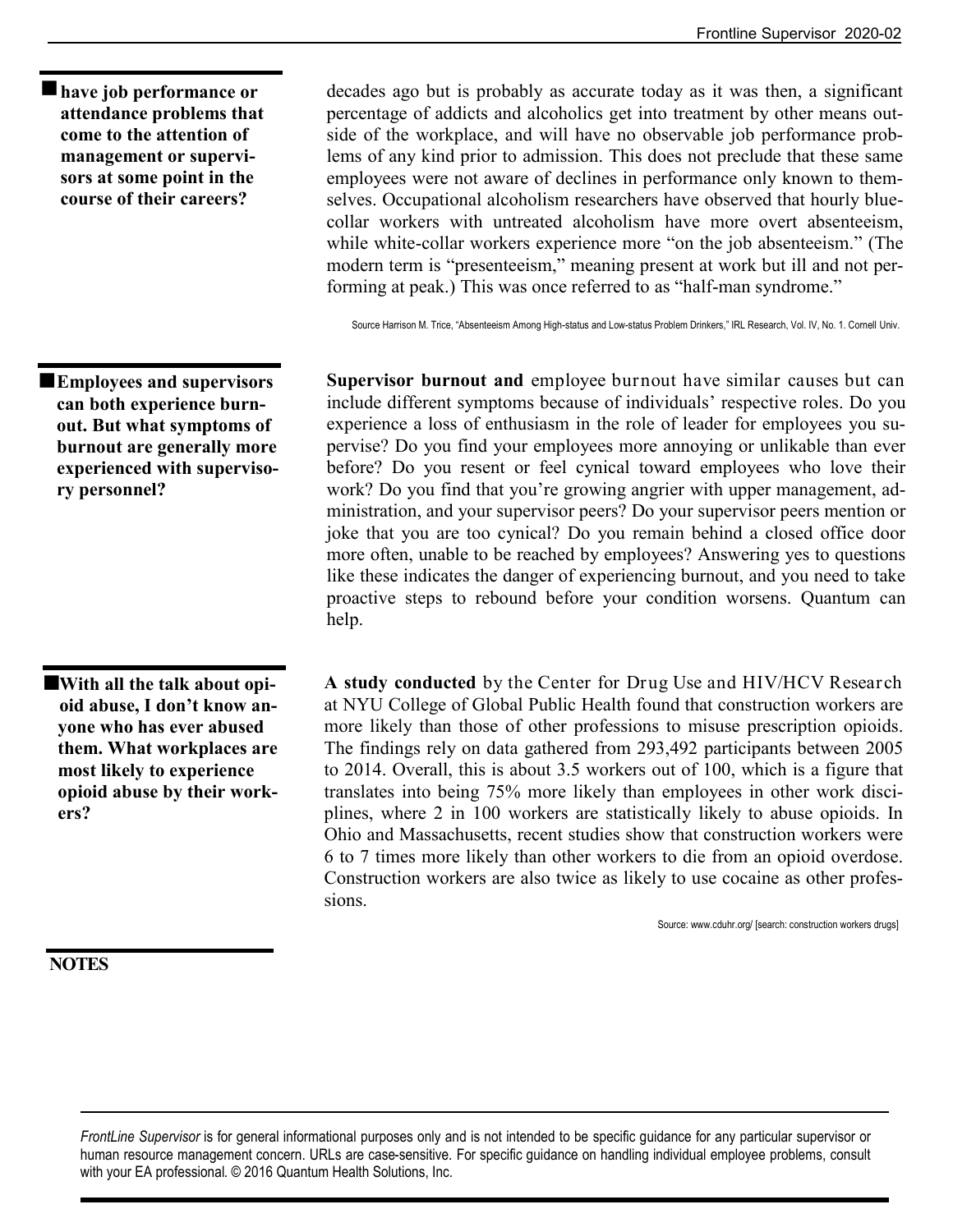**have job performance or attendance problems that come to the attention of management or supervisors at some point in the course of their careers?**

decades ago but is probably as accurate today as it was then, a significant percentage of addicts and alcoholics get into treatment by other means outside of the workplace, and will have no observable job performance problems of any kind prior to admission. This does not preclude that these same employees were not aware of declines in performance only known to themselves. Occupational alcoholism researchers have observed that hourly blue-collar workers with untreated alcoholism have more overt absenteeism, while white-collar workers experience more "on the job absenteeism." (The modern term is "presenteeism," meaning present at work but ill and not performing at peak.) This was once referred to as "half-man syndrome."

Source Harrison M. Trice, "Absenteeism Among High-status and Low-status Problem Drinkers," IRL Research, Vol. IV, No. 1. Cornell Univ.

**Employees and supervisors can both experience burnout. But what symptoms of burnout are generally more experienced with supervisory personnel?**

**Supervisor burnout and** employee burnout have similar causes but can include different symptoms because of individuals' respective roles. Do you experience a loss of enthusiasm in the role of leader for employees you supervise? Do you find your employees more annoying or unlikable than ever before? Do you resent or feel cynical toward employees who love their work? Do you find that you're growing angrier with upper management, administration, and your supervisor peers? Do your supervisor peers mention or joke that you are too cynical? Do you remain behind a closed office door more often, unable to be reached by employees? Answering yes to questions like these indicates the danger of experiencing burnout, and you need to take proactive steps to rebound before your condition worsens. Quantum can help.

**With all the talk about opioid abuse, I don't know anyone who has ever abused them. What workplaces are most likely to experience opioid abuse by their workers?**

**A study conducted** by the Center for Drug Use and HIV/HCV Research at NYU College of Global Public Health found that construction workers are more likely than those of other professions to misuse prescription opioids. The findings rely on data gathered from 293,492 participants between 2005 to 2014. Overall, this is about 3.5 workers out of 100, which is a figure that translates into being 75% more likely than employees in other work disciplines, where 2 in 100 workers are statistically likely to abuse opioids. In Ohio and Massachusetts, recent studies show that construction workers were 6 to 7 times more likely than other workers to die from an opioid overdose. Construction workers are also twice as likely to use cocaine as other professions.

Source: www.cduhr.org/ [search: construction workers drugs]

**NOTES**

*FrontLine Supervisor* is for general informational purposes only and is not intended to be specific guidance for any particular supervisor or human resource management concern. URLs are case-sensitive. For specific guidance on handling individual employee problems, consult with your EA professional. © 2016 Quantum Health Solutions, Inc.